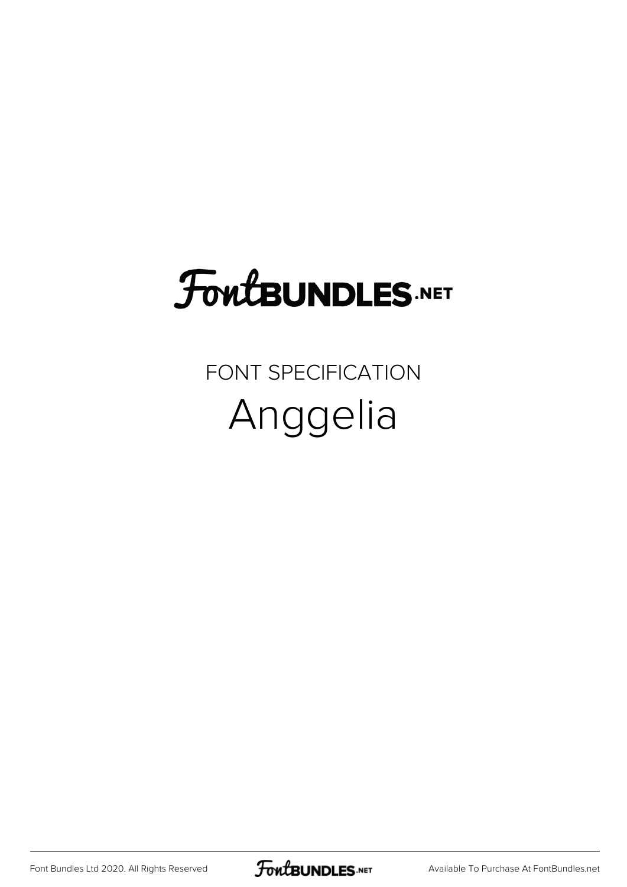FontBUNDLES.NET

FONT SPECIFICATION

# Anggelia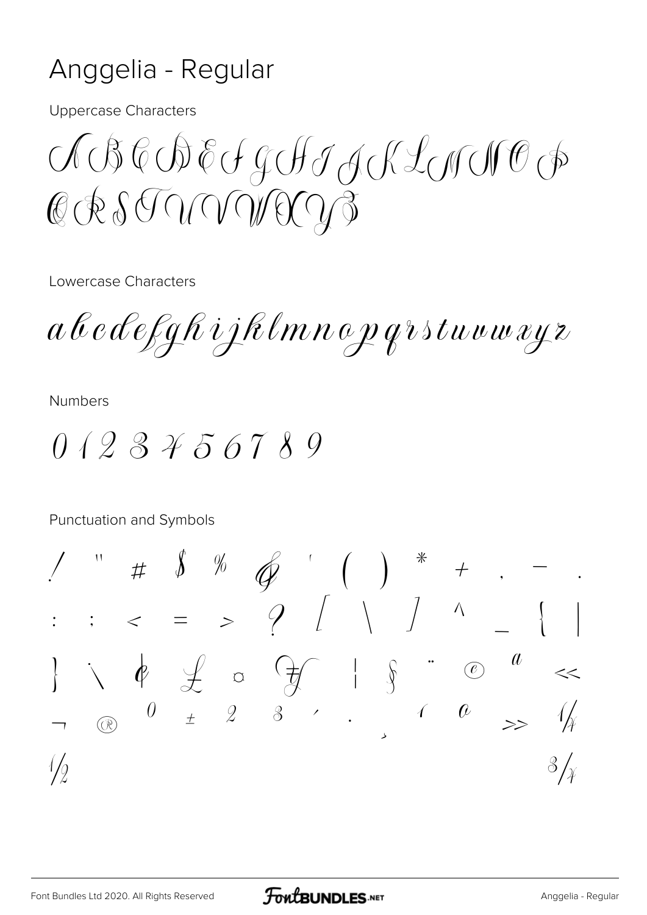# Anggelia - Regular

Uppercase Characters

A B C D E F G H I J K L M N O P Q R S T U V W X Y Z

Lowercase Characters

a b c d e f g h i j k l m n o p q r s t u v w x y z

Numbers

0 1 2 3 4 5 6 7 8 9

Punctuation and Symbols

! " # $ % & ' ( ) * + , - .
: ; < = > ? [ \ ] ^ _ { |
} ~ ¢ £ ¤ ¥ ¦ § ¨ © ª «
¬ ® ° ± ² ³ ´ · ¸ ¹ º » ¼
½ ¾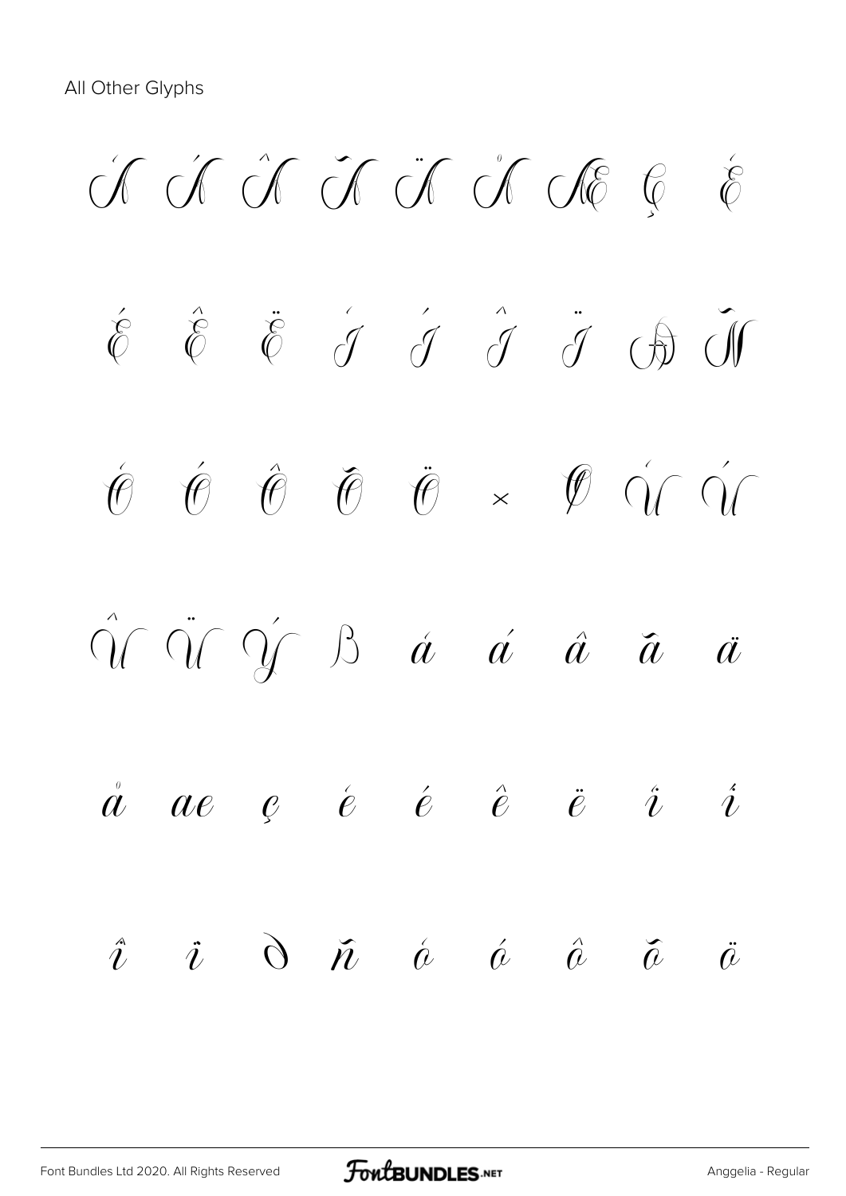All Other Glyphs

À Á Â Ã Ä Å Æ Ç È

É Ê Ë Ì Í Î Ï Ð Ñ

Ò Ó Ô Õ Ö × Ø Ù Ú

Û Ü Ý ß à á â ã ä

å æ ç è é ê ë ì í

î ï ð ñ ò ó ô õ ö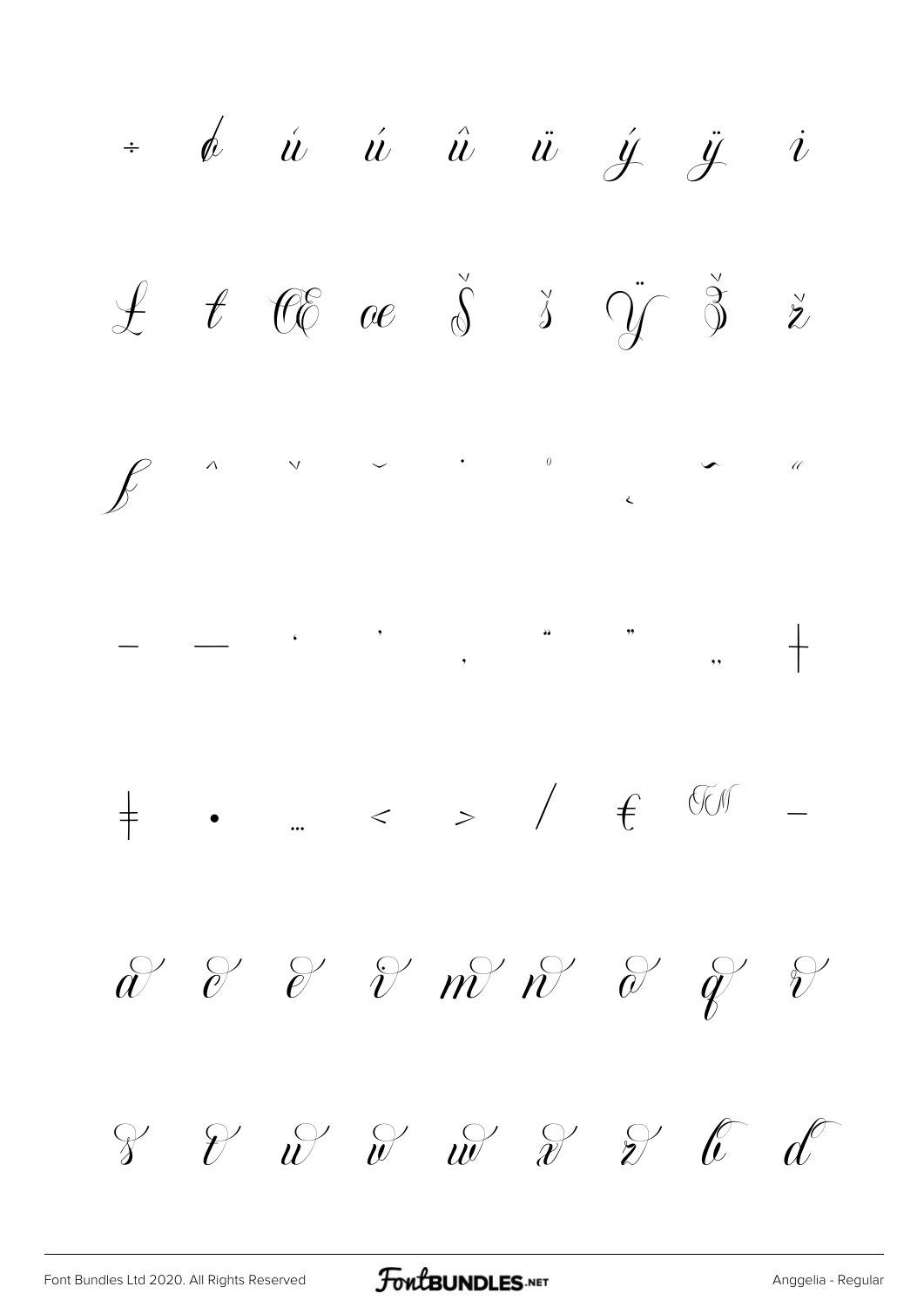÷ ð ù ú û ü ý ÿ ı

Ł ł Œ œ Š š Ÿ Ž ž

ƒ ˆ ˇ ˘ ˙ ˚ ˛ ˜ ˝

– — ' ' ‚ " " „ †

‡ • … ‹ › ⁄ € ™ −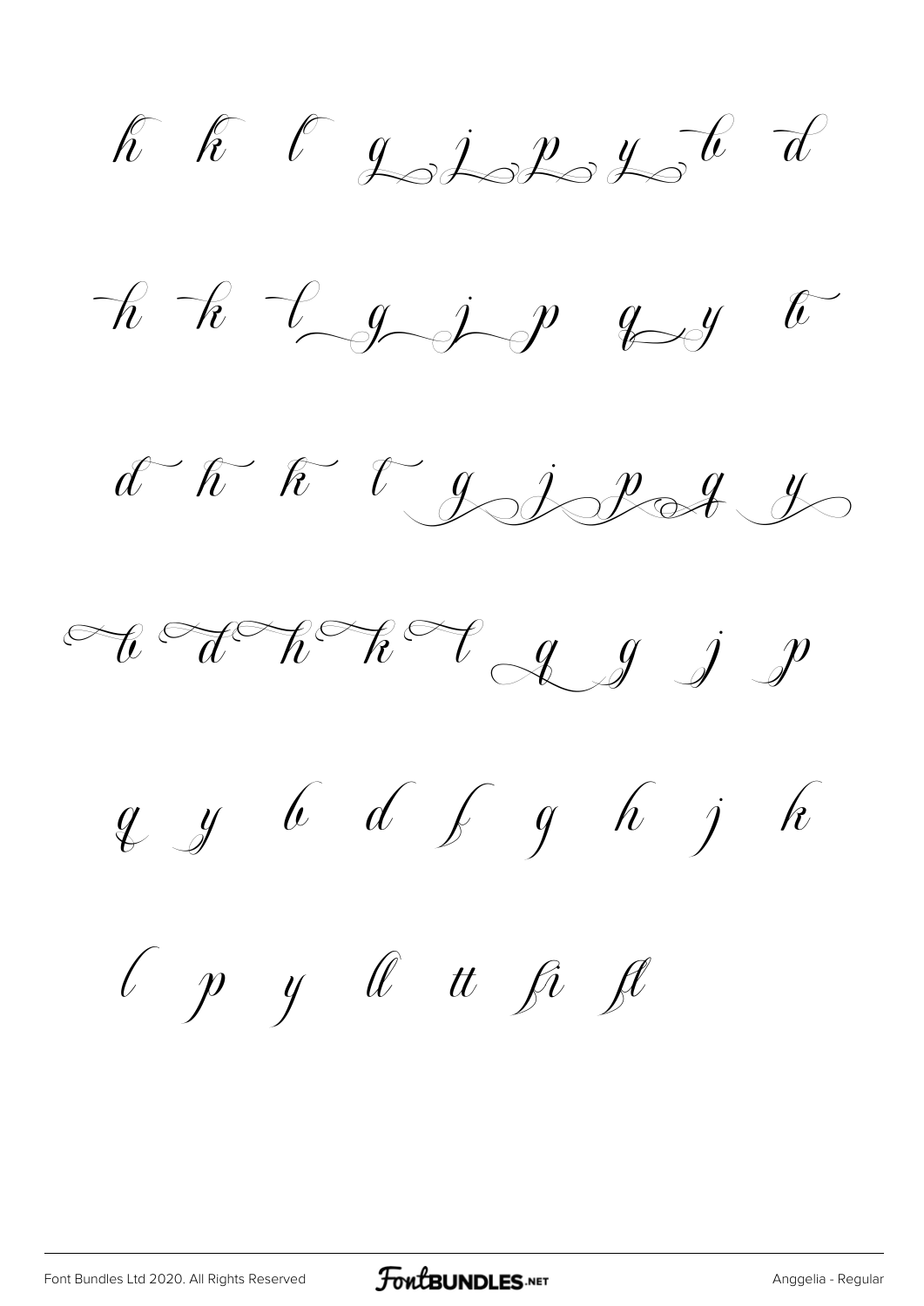h k l g j p y b d

h k l g j p q y b

d h k l g j p q y

b d h k l q g j p

q y b d f g h j k

l p y ll tt fi fl